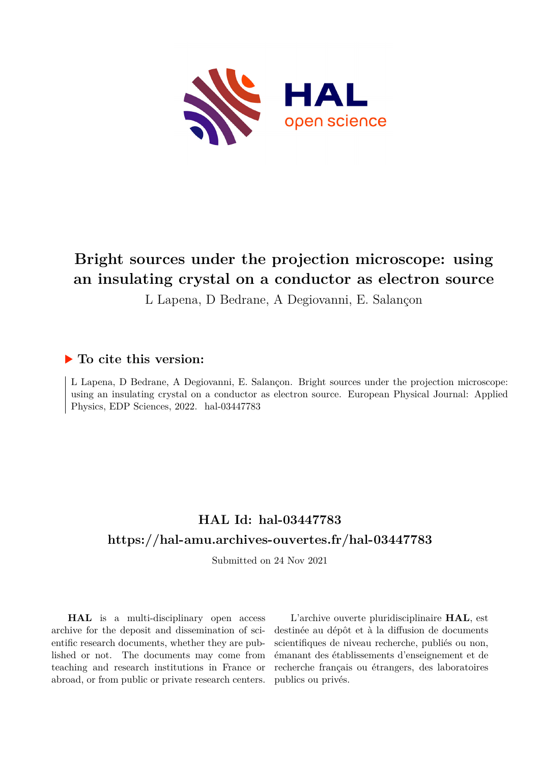# Bright sources under the projection microscope: using an insulating crystal on a conductor as electron source

L Lapena, D Bedrane, A Degiovanni, E. Salançon

## ▶ To cite this version:

L Lapena, D Bedrane, A Degiovanni, E. Salançon. Bright sources under the projection microscope: using an insulating crystal on a conductor as electron source. European Physical Journal: Applied Physics, EDP Sciences, 2022. hal-03447783

## HAL Id: hal-03447783

## https://hal-amu.archives-ouvertes.fr/hal-03447783

Submitted on 24 Nov 2021

**HAL** is a multi-disciplinary open access archive for the deposit and dissemination of scientific research documents, whether they are published or not. The documents may come from teaching and research institutions in France or abroad, or from public or private research centers.

L'archive ouverte pluridisciplinaire **HAL**, est destinée au dépôt et à la diffusion de documents scientifiques de niveau recherche, publiés ou non, émanant des établissements d'enseignement et de recherche français ou étrangers, des laboratoires publics ou privés.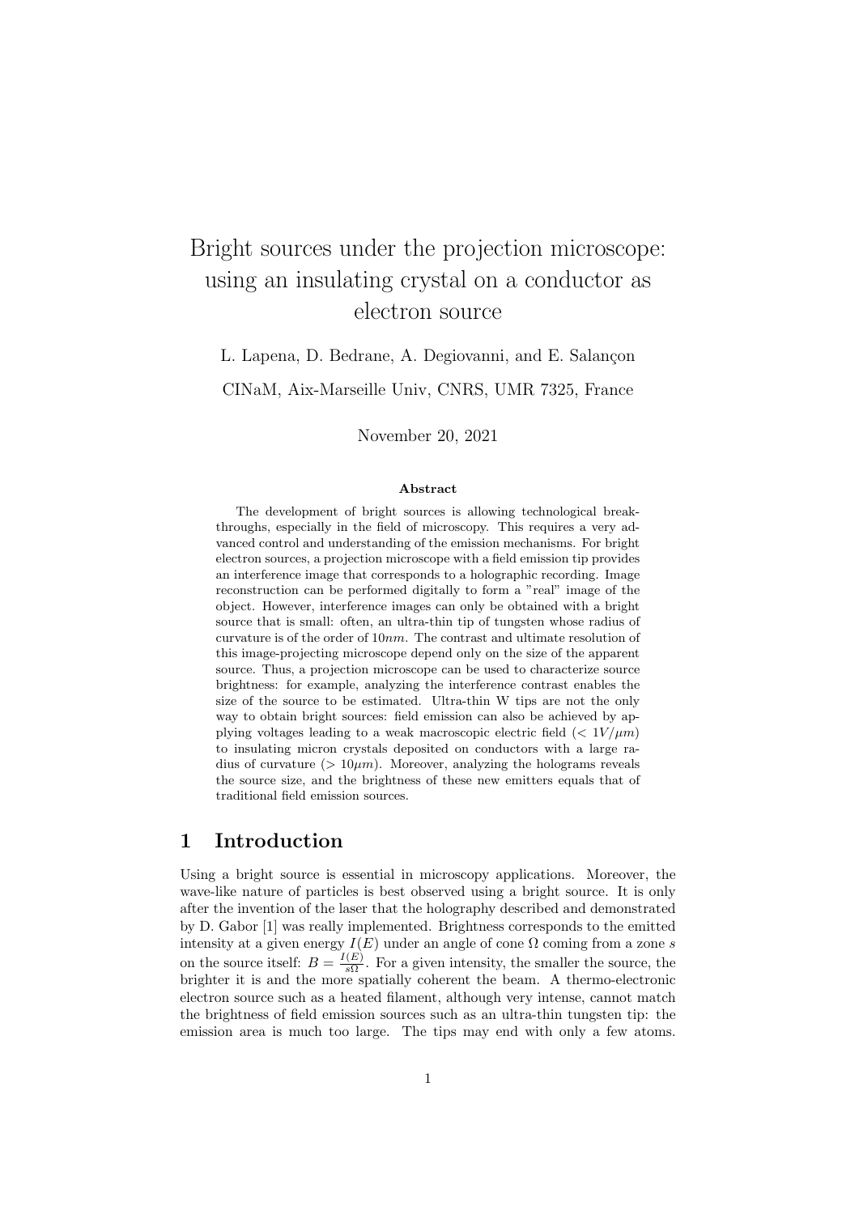# Bright sources under the projection microscope: using an insulating crystal on a conductor as electron source

L. Lapena, D. Bedrane, A. Degiovanni, and E. Salançon

CINaM, Aix-Marseille Univ, CNRS, UMR 7325, France

November 20, 2021

**Abstract**

The development of bright sources is allowing technological breakthroughs, especially in the field of microscopy. This requires a very advanced control and understanding of the emission mechanisms. For bright electron sources, a projection microscope with a field emission tip provides an interference image that corresponds to a holographic recording. Image reconstruction can be performed digitally to form a "real" image of the object. However, interference images can only be obtained with a bright source that is small: often, an ultra-thin tip of tungsten whose radius of curvature is of the order of $10nm$. The contrast and ultimate resolution of this image-projecting microscope depend only on the size of the apparent source. Thus, a projection microscope can be used to characterize source brightness: for example, analyzing the interference contrast enables the size of the source to be estimated. Ultra-thin W tips are not the only way to obtain bright sources: field emission can also be achieved by applying voltages leading to a weak macroscopic electric field ($< 1V/\mu m$) to insulating micron crystals deposited on conductors with a large radius of curvature ($> 10\mu m$). Moreover, analyzing the holograms reveals the source size, and the brightness of these new emitters equals that of traditional field emission sources.

## 1 Introduction

Using a bright source is essential in microscopy applications. Moreover, the wave-like nature of particles is best observed using a bright source. It is only after the invention of the laser that the holography described and demonstrated by D. Gabor [1] was really implemented. Brightness corresponds to the emitted intensity at a given energy $I(E)$ under an angle of cone $\Omega$ coming from a zone $s$ on the source itself: $B = \frac{I(E)}{s\Omega}$. For a given intensity, the smaller the source, the brighter it is and the more spatially coherent the beam. A thermo-electronic electron source such as a heated filament, although very intense, cannot match the brightness of field emission sources such as an ultra-thin tungsten tip: the emission area is much too large. The tips may end with only a few atoms.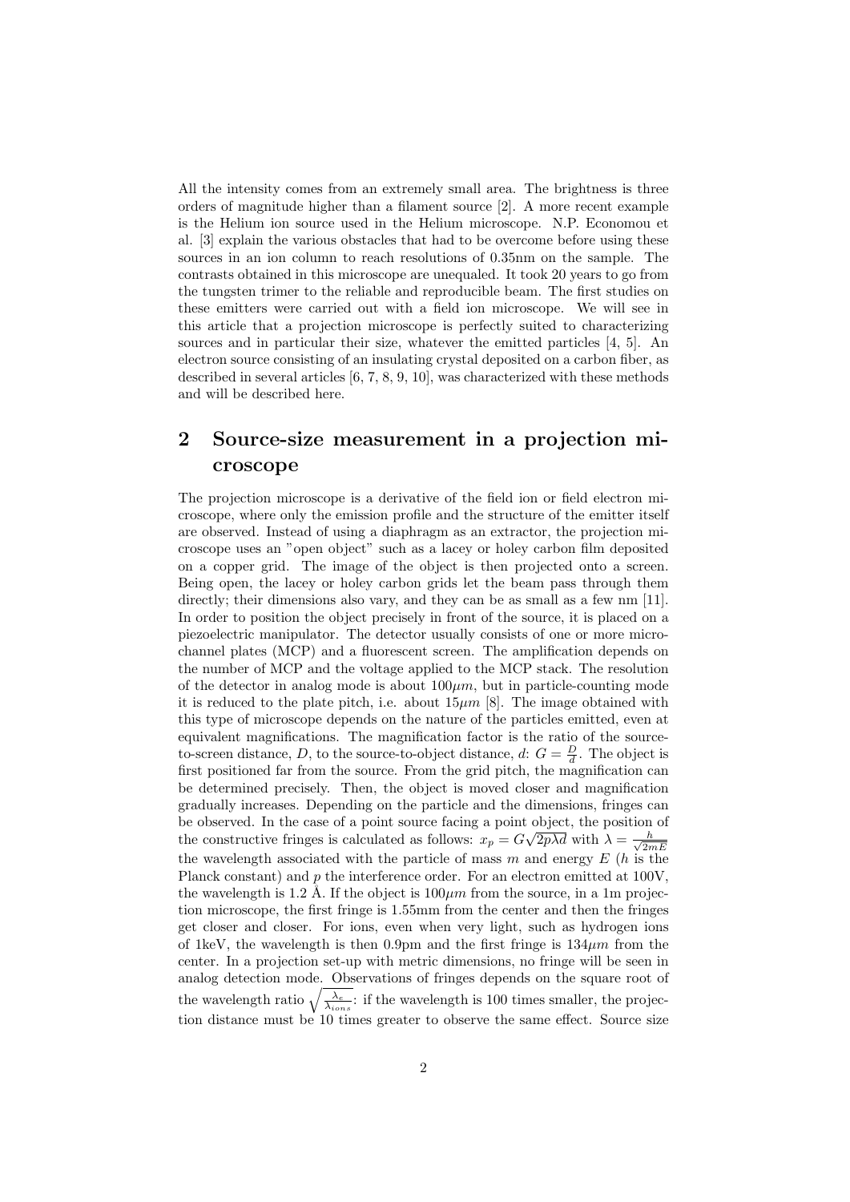All the intensity comes from an extremely small area. The brightness is three orders of magnitude higher than a filament source [2]. A more recent example is the Helium ion source used in the Helium microscope. N.P. Economou et al. [3] explain the various obstacles that had to be overcome before using these sources in an ion column to reach resolutions of 0.35nm on the sample. The contrasts obtained in this microscope are unequaled. It took 20 years to go from the tungsten trimer to the reliable and reproducible beam. The first studies on these emitters were carried out with a field ion microscope. We will see in this article that a projection microscope is perfectly suited to characterizing sources and in particular their size, whatever the emitted particles [4, 5]. An electron source consisting of an insulating crystal deposited on a carbon fiber, as described in several articles [6, 7, 8, 9, 10], was characterized with these methods and will be described here.

## 2 Source-size measurement in a projection microscope

The projection microscope is a derivative of the field ion or field electron microscope, where only the emission profile and the structure of the emitter itself are observed. Instead of using a diaphragm as an extractor, the projection microscope uses an "open object" such as a lacey or holey carbon film deposited on a copper grid. The image of the object is then projected onto a screen. Being open, the lacey or holey carbon grids let the beam pass through them directly; their dimensions also vary, and they can be as small as a few nm [11]. In order to position the object precisely in front of the source, it is placed on a piezoelectric manipulator. The detector usually consists of one or more microchannel plates (MCP) and a fluorescent screen. The amplification depends on the number of MCP and the voltage applied to the MCP stack. The resolution of the detector in analog mode is about $100\mu m$, but in particle-counting mode it is reduced to the plate pitch, i.e. about $15\mu m$ [8]. The image obtained with this type of microscope depends on the nature of the particles emitted, even at equivalent magnifications. The magnification factor is the ratio of the source-to-screen distance, $D$, to the source-to-object distance, $d$: $G = \frac{D}{d}$. The object is first positioned far from the source. From the grid pitch, the magnification can be determined precisely. Then, the object is moved closer and magnification gradually increases. Depending on the particle and the dimensions, fringes can be observed. In the case of a point source facing a point object, the position of the constructive fringes is calculated as follows: $x_p = G\sqrt{2p\lambda d}$ with $\lambda = \frac{h}{\sqrt{2mE}}$ the wavelength associated with the particle of mass $m$ and energy $E$ ($h$ is the Planck constant) and $p$ the interference order. For an electron emitted at 100V, the wavelength is 1.2 Å. If the object is $100\mu m$ from the source, in a 1m projection microscope, the first fringe is 1.55mm from the center and then the fringes get closer and closer. For ions, even when very light, such as hydrogen ions of 1keV, the wavelength is then 0.9pm and the first fringe is $134\mu m$ from the center. In a projection set-up with metric dimensions, no fringe will be seen in analog detection mode. Observations of fringes depends on the square root of the wavelength ratio $\sqrt{\frac{\lambda_e}{\lambda_{ions}}}$: if the wavelength is 100 times smaller, the projection distance must be 10 times greater to observe the same effect. Source size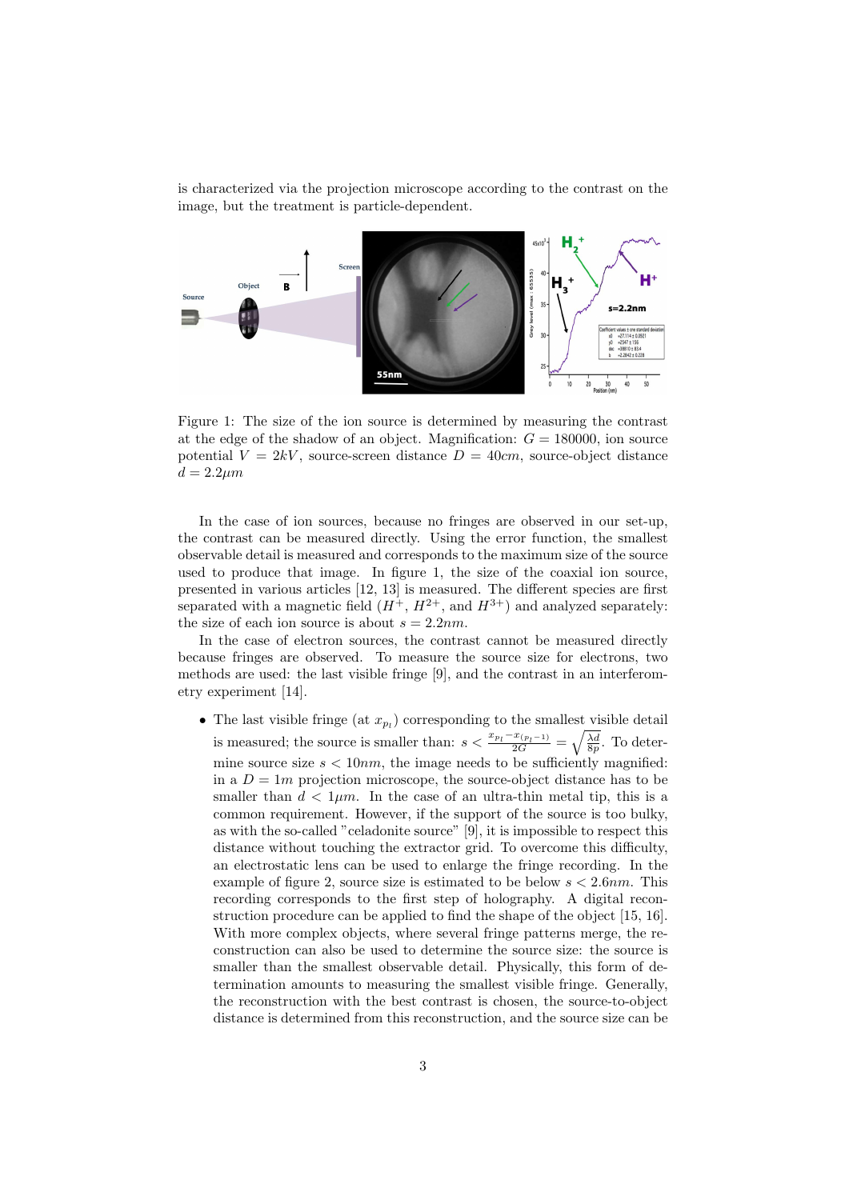is characterized via the projection microscope according to the contrast on the image, but the treatment is particle-dependent.

Figure 1: The size of the ion source is determined by measuring the contrast at the edge of the shadow of an object. Magnification: $G = 180000$, ion source potential $V = 2kV$, source-screen distance $D = 40cm$, source-object distance $d = 2.2\mu m$

In the case of ion sources, because no fringes are observed in our set-up, the contrast can be measured directly. Using the error function, the smallest observable detail is measured and corresponds to the maximum size of the source used to produce that image. In figure 1, the size of the coaxial ion source, presented in various articles [12, 13] is measured. The different species are first separated with a magnetic field ($H^{+}$, $H^{2+}$, and $H^{3+}$) and analyzed separately: the size of each ion source is about $s = 2.2nm$.

In the case of electron sources, the contrast cannot be measured directly because fringes are observed. To measure the source size for electrons, two methods are used: the last visible fringe [9], and the contrast in an interferometry experiment [14].

- The last visible fringe (at $x_{p_l}$) corresponding to the smallest visible detail is measured; the source is smaller than: $s < \frac{x_{p_l} - x_{(p_l - 1)}}{2G} = \sqrt{\frac{\lambda d}{8p}}$. To determine source size $s < 10nm$, the image needs to be sufficiently magnified: in a $D = 1m$ projection microscope, the source-object distance has to be smaller than $d < 1\mu m$. In the case of an ultra-thin metal tip, this is a common requirement. However, if the support of the source is too bulky, as with the so-called "celadonite source" [9], it is impossible to respect this distance without touching the extractor grid. To overcome this difficulty, an electrostatic lens can be used to enlarge the fringe recording. In the example of figure 2, source size is estimated to be below $s < 2.6nm$. This recording corresponds to the first step of holography. A digital reconstruction procedure can be applied to find the shape of the object [15, 16]. With more complex objects, where several fringe patterns merge, the reconstruction can also be used to determine the source size: the source is smaller than the smallest observable detail. Physically, this form of determination amounts to measuring the smallest visible fringe. Generally, the reconstruction with the best contrast is chosen, the source-to-object distance is determined from this reconstruction, and the source size can be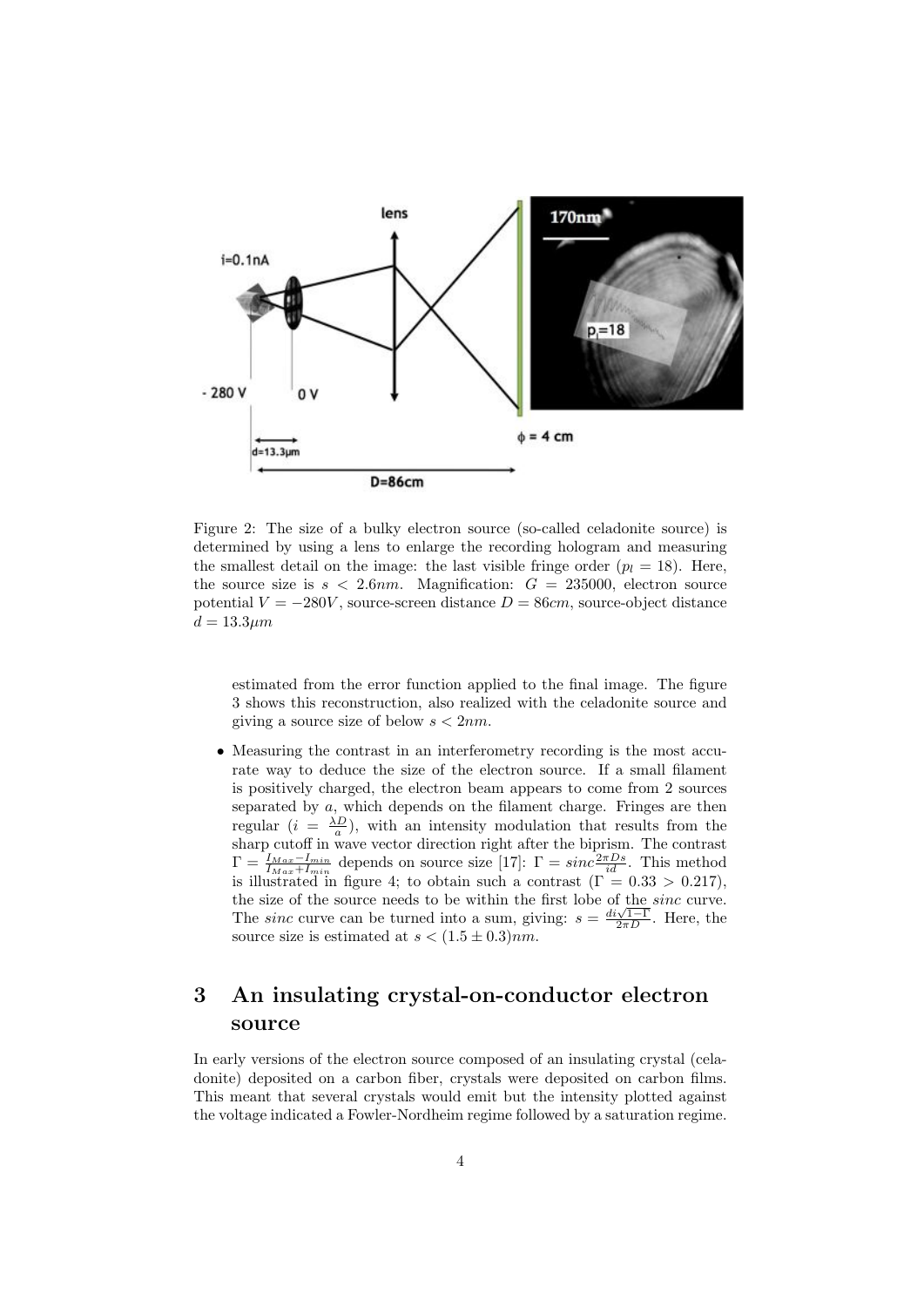Figure 2: The size of a bulky electron source (so-called celadonite source) is determined by using a lens to enlarge the recording hologram and measuring the smallest detail on the image: the last visible fringe order ($p_l = 18$). Here, the source size is $s < 2.6nm$. Magnification: $G = 235000$, electron source potential $V = -280V$, source-screen distance $D = 86cm$, source-object distance $d = 13.3\mu m$

estimated from the error function applied to the final image. The figure 3 shows this reconstruction, also realized with the celadonite source and giving a source size of below $s < 2nm$.

- Measuring the contrast in an interferometry recording is the most accurate way to deduce the size of the electron source. If a small filament is positively charged, the electron beam appears to come from 2 sources separated by $a$, which depends on the filament charge. Fringes are then regular ($i = \frac{\lambda D}{a}$), with an intensity modulation that results from the sharp cutoff in wave vector direction right after the biprism. The contrast $\Gamma = \frac{I_{Max} - I_{min}}{I_{Max} + I_{min}}$ depends on source size [17]: $\Gamma = sinc\frac{2\pi Ds}{id}$. This method is illustrated in figure 4; to obtain such a contrast ($\Gamma = 0.33 > 0.217$), the size of the source needs to be within the first lobe of the *sinc* curve. The *sinc* curve can be turned into a sum, giving: $s = \frac{di\sqrt{1-\Gamma}}{2\pi D}$. Here, the source size is estimated at $s < (1.5 \pm 0.3)nm$.

# 3 An insulating crystal-on-conductor electron source

In early versions of the electron source composed of an insulating crystal (celadonite) deposited on a carbon fiber, crystals were deposited on carbon films. This meant that several crystals would emit but the intensity plotted against the voltage indicated a Fowler-Nordheim regime followed by a saturation regime.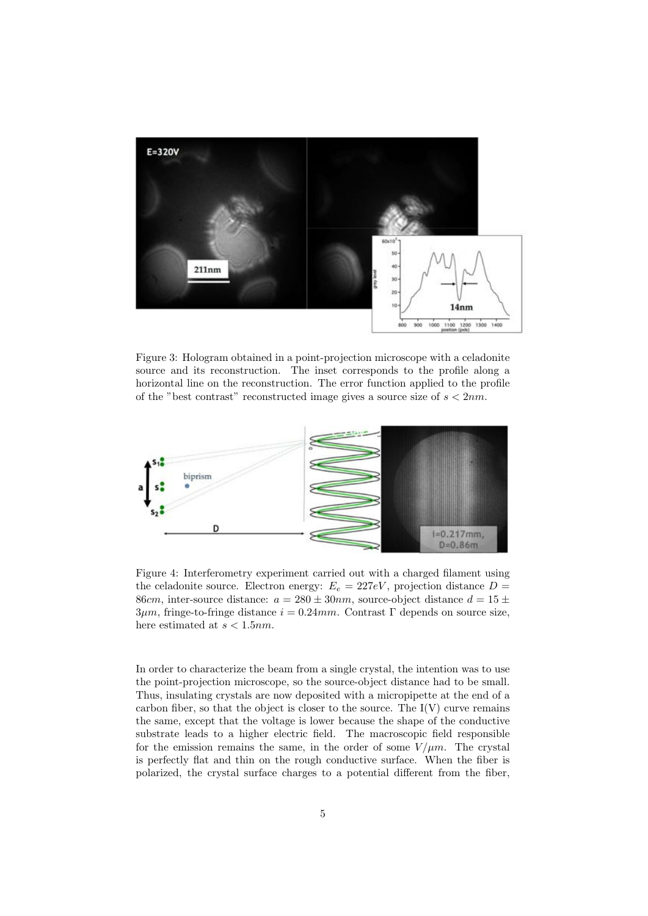Figure 3: Hologram obtained in a point-projection microscope with a celadonite source and its reconstruction. The inset corresponds to the profile along a horizontal line on the reconstruction. The error function applied to the profile of the "best contrast" reconstructed image gives a source size of $s < 2nm$.

Figure 4: Interferometry experiment carried out with a charged filament using the celadonite source. Electron energy: $E_e = 227eV$, projection distance $D = 86cm$, inter-source distance: $a = 280 \pm 30nm$, source-object distance $d = 15 \pm 3\mu m$, fringe-to-fringe distance $i = 0.24mm$. Contrast $\Gamma$ depends on source size, here estimated at $s < 1.5nm$.

In order to characterize the beam from a single crystal, the intention was to use the point-projection microscope, so the source-object distance had to be small. Thus, insulating crystals are now deposited with a micropipette at the end of a carbon fiber, so that the object is closer to the source. The I(V) curve remains the same, except that the voltage is lower because the shape of the conductive substrate leads to a higher electric field. The macroscopic field responsible for the emission remains the same, in the order of some $V/\mu m$. The crystal is perfectly flat and thin on the rough conductive surface. When the fiber is polarized, the crystal surface charges to a potential different from the fiber,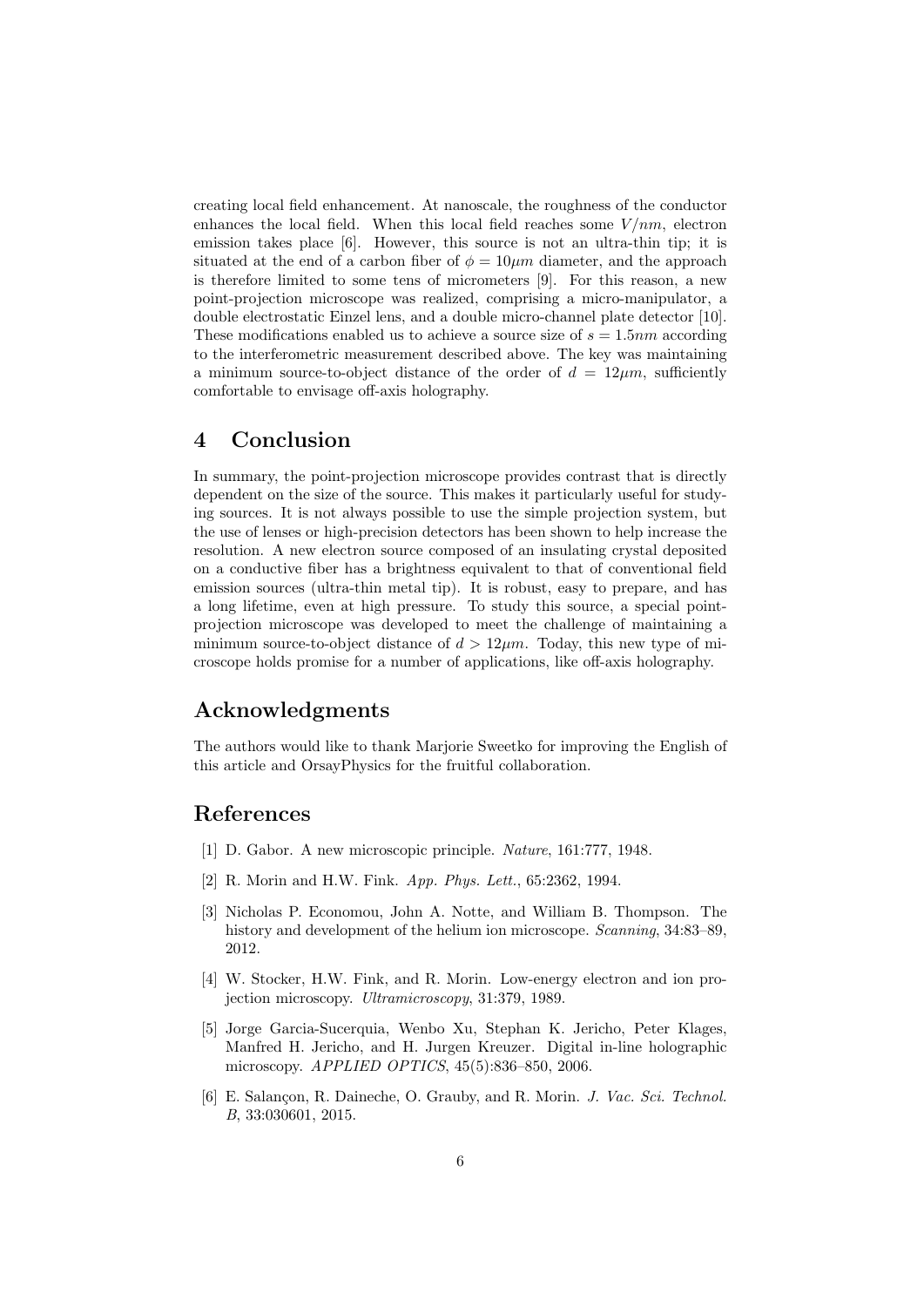creating local field enhancement. At nanoscale, the roughness of the conductor enhances the local field. When this local field reaches some $V/nm$, electron emission takes place [6]. However, this source is not an ultra-thin tip; it is situated at the end of a carbon fiber of $\phi = 10\mu m$ diameter, and the approach is therefore limited to some tens of micrometers [9]. For this reason, a new point-projection microscope was realized, comprising a micro-manipulator, a double electrostatic Einzel lens, and a double micro-channel plate detector [10]. These modifications enabled us to achieve a source size of $s = 1.5nm$ according to the interferometric measurement described above. The key was maintaining a minimum source-to-object distance of the order of $d = 12\mu m$, sufficiently comfortable to envisage off-axis holography.

## 4 Conclusion

In summary, the point-projection microscope provides contrast that is directly dependent on the size of the source. This makes it particularly useful for studying sources. It is not always possible to use the simple projection system, but the use of lenses or high-precision detectors has been shown to help increase the resolution. A new electron source composed of an insulating crystal deposited on a conductive fiber has a brightness equivalent to that of conventional field emission sources (ultra-thin metal tip). It is robust, easy to prepare, and has a long lifetime, even at high pressure. To study this source, a special point-projection microscope was developed to meet the challenge of maintaining a minimum source-to-object distance of $d > 12\mu m$. Today, this new type of microscope holds promise for a number of applications, like off-axis holography.

## Acknowledgments

The authors would like to thank Marjorie Sweetko for improving the English of this article and OrsayPhysics for the fruitful collaboration.

## References

[1] D. Gabor. A new microscopic principle. *Nature*, 161:777, 1948.

[2] R. Morin and H.W. Fink. *App. Phys. Lett.*, 65:2362, 1994.

[3] Nicholas P. Economou, John A. Notte, and William B. Thompson. The history and development of the helium ion microscope. *Scanning*, 34:83–89, 2012.

[4] W. Stocker, H.W. Fink, and R. Morin. Low-energy electron and ion projection microscopy. *Ultramicroscopy*, 31:379, 1989.

[5] Jorge Garcia-Sucerquia, Wenbo Xu, Stephan K. Jericho, Peter Klages, Manfred H. Jericho, and H. Jurgen Kreuzer. Digital in-line holographic microscopy. *APPLIED OPTICS*, 45(5):836–850, 2006.

[6] E. Salançon, R. Daineche, O. Grauby, and R. Morin. *J. Vac. Sci. Technol. B*, 33:030601, 2015.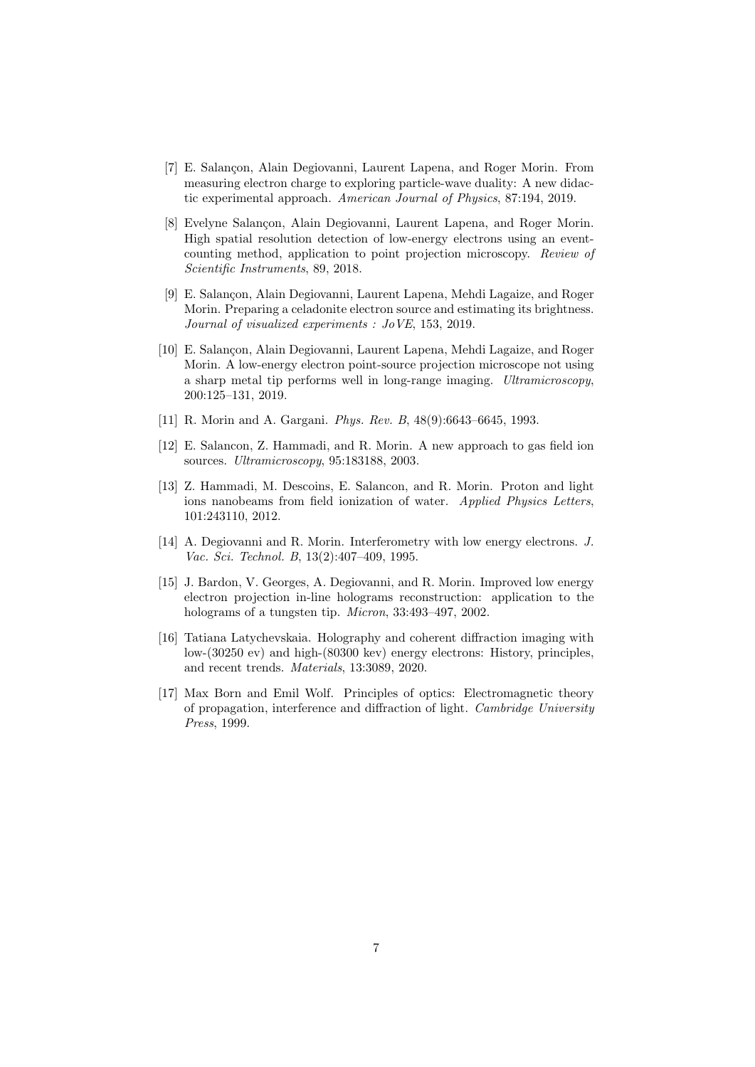[7] E. Salançon, Alain Degiovanni, Laurent Lapena, and Roger Morin. From measuring electron charge to exploring particle-wave duality: A new didactic experimental approach. *American Journal of Physics*, 87:194, 2019.

[8] Evelyne Salançon, Alain Degiovanni, Laurent Lapena, and Roger Morin. High spatial resolution detection of low-energy electrons using an event-counting method, application to point projection microscopy. *Review of Scientific Instruments*, 89, 2018.

[9] E. Salançon, Alain Degiovanni, Laurent Lapena, Mehdi Lagaize, and Roger Morin. Preparing a celadonite electron source and estimating its brightness. *Journal of visualized experiments : JoVE*, 153, 2019.

[10] E. Salançon, Alain Degiovanni, Laurent Lapena, Mehdi Lagaize, and Roger Morin. A low-energy electron point-source projection microscope not using a sharp metal tip performs well in long-range imaging. *Ultramicroscopy*, 200:125–131, 2019.

[11] R. Morin and A. Gargani. *Phys. Rev. B*, 48(9):6643–6645, 1993.

[12] E. Salancon, Z. Hammadi, and R. Morin. A new approach to gas field ion sources. *Ultramicroscopy*, 95:183188, 2003.

[13] Z. Hammadi, M. Descoins, E. Salancon, and R. Morin. Proton and light ions nanobeams from field ionization of water. *Applied Physics Letters*, 101:243110, 2012.

[14] A. Degiovanni and R. Morin. Interferometry with low energy electrons. *J. Vac. Sci. Technol. B*, 13(2):407–409, 1995.

[15] J. Bardon, V. Georges, A. Degiovanni, and R. Morin. Improved low energy electron projection in-line holograms reconstruction: application to the holograms of a tungsten tip. *Micron*, 33:493–497, 2002.

[16] Tatiana Latychevskaia. Holography and coherent diffraction imaging with low-(30250 ev) and high-(80300 kev) energy electrons: History, principles, and recent trends. *Materials*, 13:3089, 2020.

[17] Max Born and Emil Wolf. Principles of optics: Electromagnetic theory of propagation, interference and diffraction of light. *Cambridge University Press*, 1999.